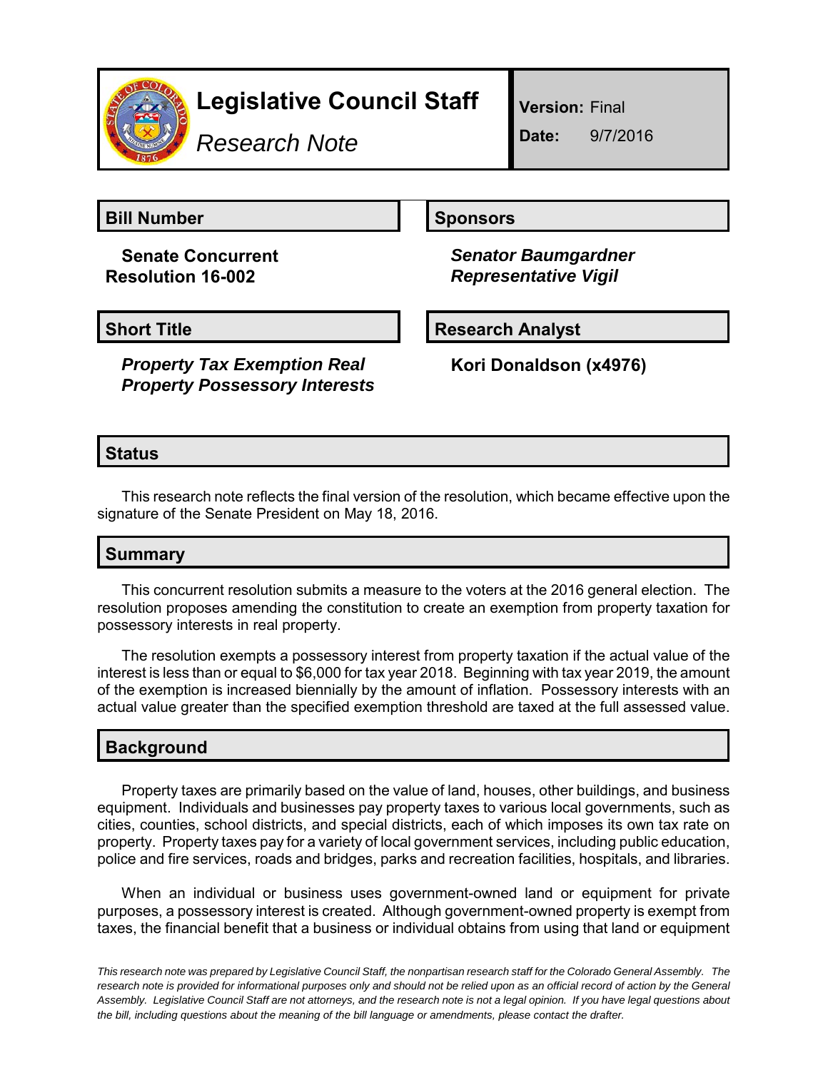# Legislative Council Staff

*Research Note*

**Version:** Final

**Date:** 9/7/2016

## Bill Number

**Senate Concurrent Resolution 16-002**

## Sponsors

***Senator Baumgardner***
***Representative Vigil***

## Short Title

***Property Tax Exemption Real Property Possessory Interests***

## Research Analyst

**Kori Donaldson (x4976)**

## Status

This research note reflects the final version of the resolution, which became effective upon the signature of the Senate President on May 18, 2016.

## Summary

This concurrent resolution submits a measure to the voters at the 2016 general election. The resolution proposes amending the constitution to create an exemption from property taxation for possessory interests in real property.

The resolution exempts a possessory interest from property taxation if the actual value of the interest is less than or equal to $6,000 for tax year 2018. Beginning with tax year 2019, the amount of the exemption is increased biennially by the amount of inflation. Possessory interests with an actual value greater than the specified exemption threshold are taxed at the full assessed value.

## Background

Property taxes are primarily based on the value of land, houses, other buildings, and business equipment. Individuals and businesses pay property taxes to various local governments, such as cities, counties, school districts, and special districts, each of which imposes its own tax rate on property. Property taxes pay for a variety of local government services, including public education, police and fire services, roads and bridges, parks and recreation facilities, hospitals, and libraries.

When an individual or business uses government-owned land or equipment for private purposes, a possessory interest is created. Although government-owned property is exempt from taxes, the financial benefit that a business or individual obtains from using that land or equipment

*This research note was prepared by Legislative Council Staff, the nonpartisan research staff for the Colorado General Assembly. The research note is provided for informational purposes only and should not be relied upon as an official record of action by the General Assembly. Legislative Council Staff are not attorneys, and the research note is not a legal opinion. If you have legal questions about the bill, including questions about the meaning of the bill language or amendments, please contact the drafter.*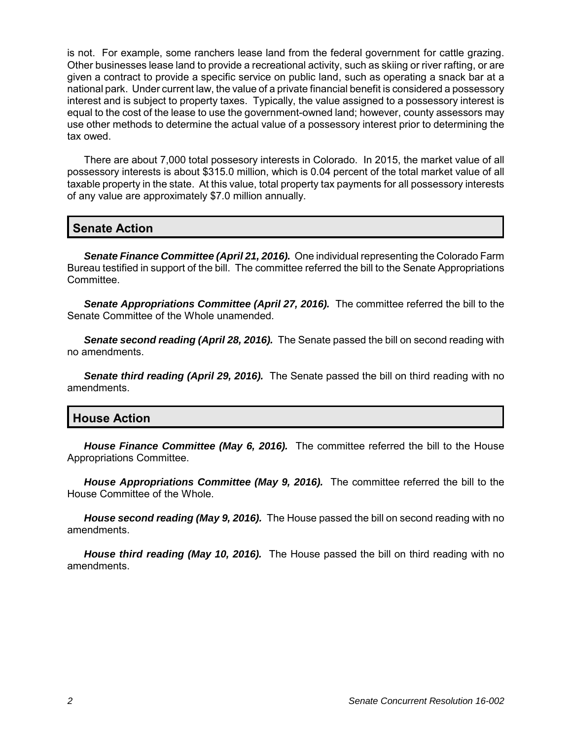is not. For example, some ranchers lease land from the federal government for cattle grazing. Other businesses lease land to provide a recreational activity, such as skiing or river rafting, or are given a contract to provide a specific service on public land, such as operating a snack bar at a national park. Under current law, the value of a private financial benefit is considered a possessory interest and is subject to property taxes. Typically, the value assigned to a possessory interest is equal to the cost of the lease to use the government-owned land; however, county assessors may use other methods to determine the actual value of a possessory interest prior to determining the tax owed.

There are about 7,000 total possesory interests in Colorado. In 2015, the market value of all possessory interests is about $315.0 million, which is 0.04 percent of the total market value of all taxable property in the state. At this value, total property tax payments for all possessory interests of any value are approximately $7.0 million annually.

## Senate Action

***Senate Finance Committee (April 21, 2016).*** One individual representing the Colorado Farm Bureau testified in support of the bill. The committee referred the bill to the Senate Appropriations Committee.

***Senate Appropriations Committee (April 27, 2016).*** The committee referred the bill to the Senate Committee of the Whole unamended.

***Senate second reading (April 28, 2016).*** The Senate passed the bill on second reading with no amendments.

***Senate third reading (April 29, 2016).*** The Senate passed the bill on third reading with no amendments.

## House Action

***House Finance Committee (May 6, 2016).*** The committee referred the bill to the House Appropriations Committee.

***House Appropriations Committee (May 9, 2016).*** The committee referred the bill to the House Committee of the Whole.

***House second reading (May 9, 2016).*** The House passed the bill on second reading with no amendments.

***House third reading (May 10, 2016).*** The House passed the bill on third reading with no amendments.